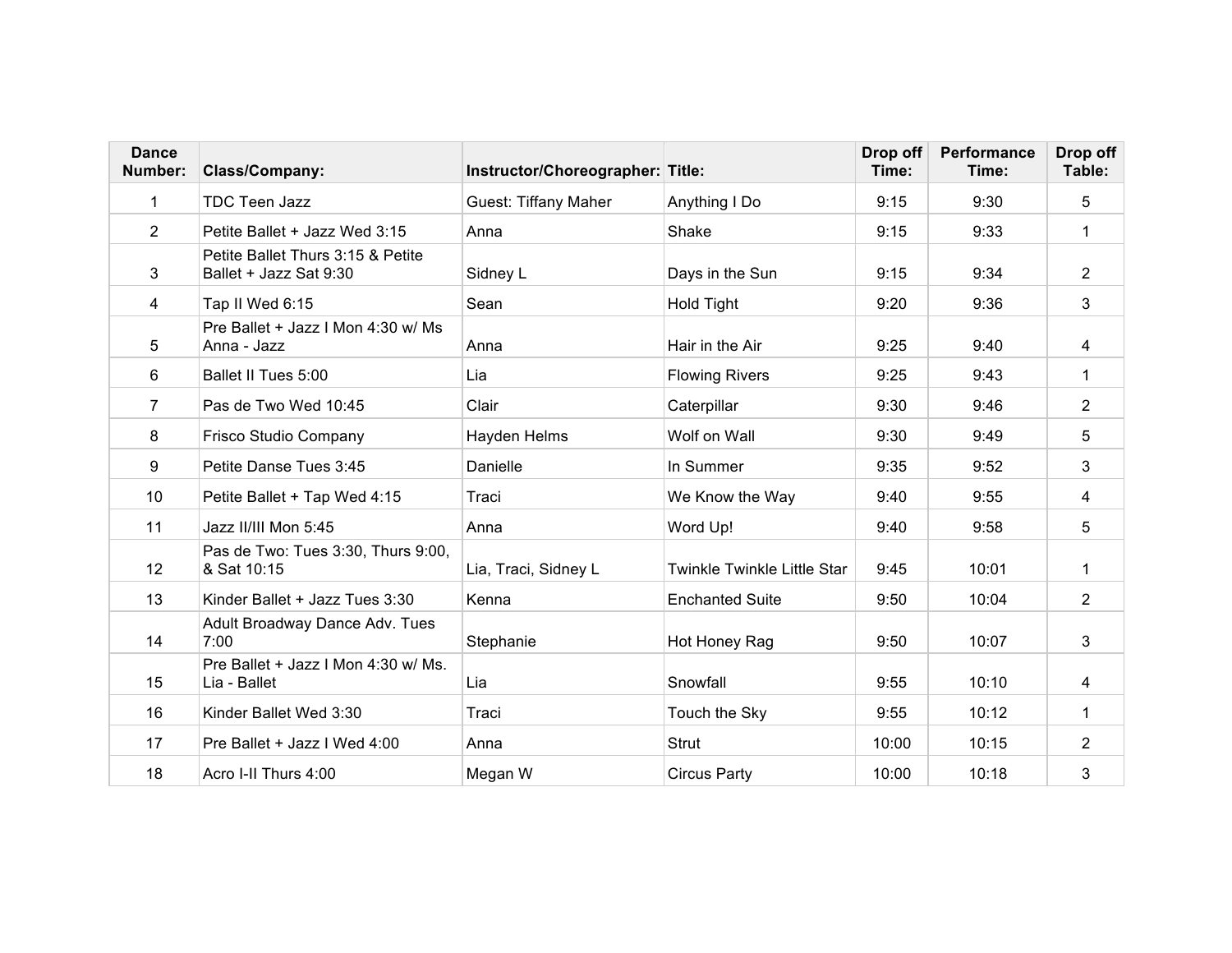| Dance Number: | Class/Company: | Instructor/Choreographer: | Title: | Drop off Time: | Performance Time: | Drop off Table: |
|---|---|---|---|---|---|---|
| 1 | TDC Teen Jazz | Guest: Tiffany Maher | Anything I Do | 9:15 | 9:30 | 5 |
| 2 | Petite Ballet + Jazz Wed 3:15 | Anna | Shake | 9:15 | 9:33 | 1 |
| 3 | Petite Ballet Thurs 3:15 & Petite Ballet + Jazz Sat 9:30 | Sidney L | Days in the Sun | 9:15 | 9:34 | 2 |
| 4 | Tap II Wed 6:15 | Sean | Hold Tight | 9:20 | 9:36 | 3 |
| 5 | Pre Ballet + Jazz I Mon 4:30 w/ Ms Anna - Jazz | Anna | Hair in the Air | 9:25 | 9:40 | 4 |
| 6 | Ballet II Tues 5:00 | Lia | Flowing Rivers | 9:25 | 9:43 | 1 |
| 7 | Pas de Two Wed 10:45 | Clair | Caterpillar | 9:30 | 9:46 | 2 |
| 8 | Frisco Studio Company | Hayden Helms | Wolf on Wall | 9:30 | 9:49 | 5 |
| 9 | Petite Danse Tues 3:45 | Danielle | In Summer | 9:35 | 9:52 | 3 |
| 10 | Petite Ballet + Tap Wed 4:15 | Traci | We Know the Way | 9:40 | 9:55 | 4 |
| 11 | Jazz II/III Mon 5:45 | Anna | Word Up! | 9:40 | 9:58 | 5 |
| 12 | Pas de Two: Tues 3:30, Thurs 9:00, & Sat 10:15 | Lia, Traci, Sidney L | Twinkle Twinkle Little Star | 9:45 | 10:01 | 1 |
| 13 | Kinder Ballet + Jazz Tues 3:30 | Kenna | Enchanted Suite | 9:50 | 10:04 | 2 |
| 14 | Adult Broadway Dance Adv. Tues 7:00 | Stephanie | Hot Honey Rag | 9:50 | 10:07 | 3 |
| 15 | Pre Ballet + Jazz I Mon 4:30 w/ Ms. Lia - Ballet | Lia | Snowfall | 9:55 | 10:10 | 4 |
| 16 | Kinder Ballet Wed 3:30 | Traci | Touch the Sky | 9:55 | 10:12 | 1 |
| 17 | Pre Ballet + Jazz I Wed 4:00 | Anna | Strut | 10:00 | 10:15 | 2 |
| 18 | Acro I-II Thurs 4:00 | Megan W | Circus Party | 10:00 | 10:18 | 3 |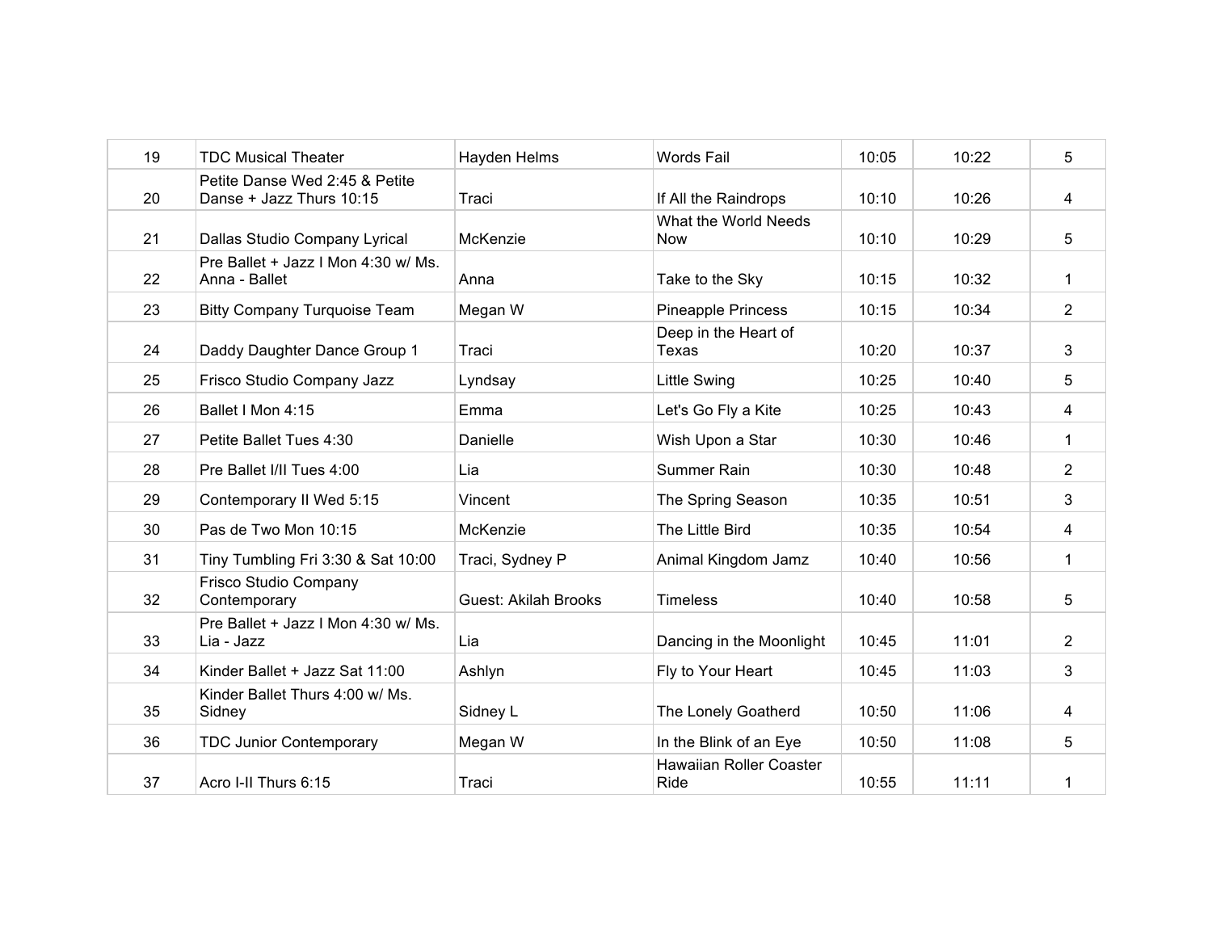| | | | | | | |
|---|---|---|---|---|---|---|
| 19 | TDC Musical Theater | Hayden Helms | Words Fail | 10:05 | 10:22 | 5 |
| 20 | Petite Danse Wed 2:45 & Petite Danse + Jazz Thurs 10:15 | Traci | If All the Raindrops | 10:10 | 10:26 | 4 |
| 21 | Dallas Studio Company Lyrical | McKenzie | What the World Needs Now | 10:10 | 10:29 | 5 |
| 22 | Pre Ballet + Jazz I Mon 4:30 w/ Ms. Anna - Ballet | Anna | Take to the Sky | 10:15 | 10:32 | 1 |
| 23 | Bitty Company Turquoise Team | Megan W | Pineapple Princess | 10:15 | 10:34 | 2 |
| 24 | Daddy Daughter Dance Group 1 | Traci | Deep in the Heart of Texas | 10:20 | 10:37 | 3 |
| 25 | Frisco Studio Company Jazz | Lyndsay | Little Swing | 10:25 | 10:40 | 5 |
| 26 | Ballet I Mon 4:15 | Emma | Let's Go Fly a Kite | 10:25 | 10:43 | 4 |
| 27 | Petite Ballet Tues 4:30 | Danielle | Wish Upon a Star | 10:30 | 10:46 | 1 |
| 28 | Pre Ballet I/II Tues 4:00 | Lia | Summer Rain | 10:30 | 10:48 | 2 |
| 29 | Contemporary II Wed 5:15 | Vincent | The Spring Season | 10:35 | 10:51 | 3 |
| 30 | Pas de Two Mon 10:15 | McKenzie | The Little Bird | 10:35 | 10:54 | 4 |
| 31 | Tiny Tumbling Fri 3:30 & Sat 10:00 | Traci, Sydney P | Animal Kingdom Jamz | 10:40 | 10:56 | 1 |
| 32 | Frisco Studio Company Contemporary | Guest: Akilah Brooks | Timeless | 10:40 | 10:58 | 5 |
| 33 | Pre Ballet + Jazz I Mon 4:30 w/ Ms. Lia - Jazz | Lia | Dancing in the Moonlight | 10:45 | 11:01 | 2 |
| 34 | Kinder Ballet + Jazz Sat 11:00 | Ashlyn | Fly to Your Heart | 10:45 | 11:03 | 3 |
| 35 | Kinder Ballet Thurs 4:00 w/ Ms. Sidney | Sidney L | The Lonely Goatherd | 10:50 | 11:06 | 4 |
| 36 | TDC Junior Contemporary | Megan W | In the Blink of an Eye | 10:50 | 11:08 | 5 |
| 37 | Acro I-II Thurs 6:15 | Traci | Hawaiian Roller Coaster Ride | 10:55 | 11:11 | 1 |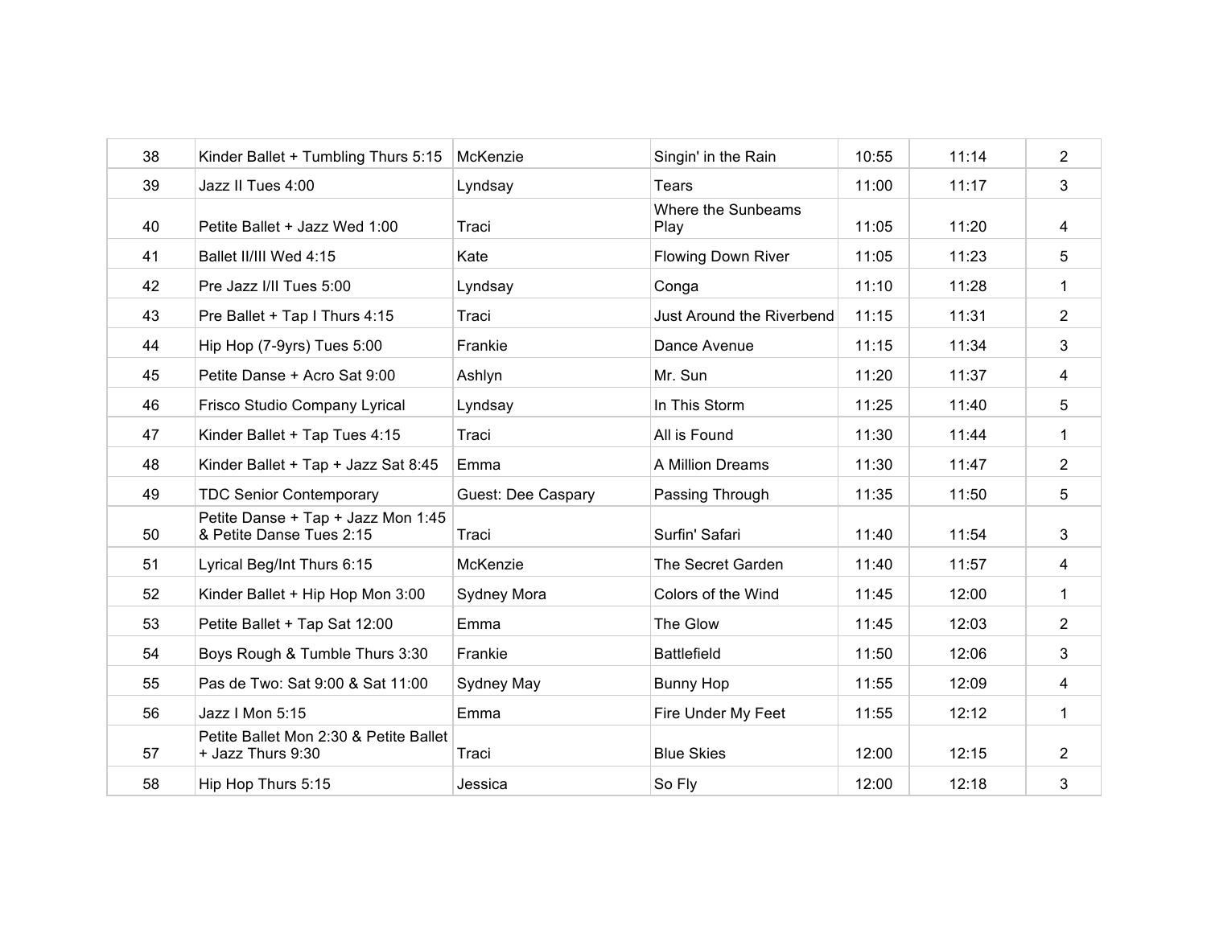| | | | | | | |
|---|---|---|---|---|---|---|
| 38 | Kinder Ballet + Tumbling Thurs 5:15 | McKenzie | Singin' in the Rain | 10:55 | 11:14 | 2 |
| 39 | Jazz II Tues 4:00 | Lyndsay | Tears | 11:00 | 11:17 | 3 |
| 40 | Petite Ballet + Jazz Wed 1:00 | Traci | Where the Sunbeams Play | 11:05 | 11:20 | 4 |
| 41 | Ballet II/III Wed 4:15 | Kate | Flowing Down River | 11:05 | 11:23 | 5 |
| 42 | Pre Jazz I/II Tues 5:00 | Lyndsay | Conga | 11:10 | 11:28 | 1 |
| 43 | Pre Ballet + Tap I Thurs 4:15 | Traci | Just Around the Riverbend | 11:15 | 11:31 | 2 |
| 44 | Hip Hop (7-9yrs) Tues 5:00 | Frankie | Dance Avenue | 11:15 | 11:34 | 3 |
| 45 | Petite Danse + Acro Sat 9:00 | Ashlyn | Mr. Sun | 11:20 | 11:37 | 4 |
| 46 | Frisco Studio Company Lyrical | Lyndsay | In This Storm | 11:25 | 11:40 | 5 |
| 47 | Kinder Ballet + Tap Tues 4:15 | Traci | All is Found | 11:30 | 11:44 | 1 |
| 48 | Kinder Ballet + Tap + Jazz Sat 8:45 | Emma | A Million Dreams | 11:30 | 11:47 | 2 |
| 49 | TDC Senior Contemporary | Guest: Dee Caspary | Passing Through | 11:35 | 11:50 | 5 |
| 50 | Petite Danse + Tap + Jazz Mon 1:45 & Petite Danse Tues 2:15 | Traci | Surfin' Safari | 11:40 | 11:54 | 3 |
| 51 | Lyrical Beg/Int Thurs 6:15 | McKenzie | The Secret Garden | 11:40 | 11:57 | 4 |
| 52 | Kinder Ballet + Hip Hop Mon 3:00 | Sydney Mora | Colors of the Wind | 11:45 | 12:00 | 1 |
| 53 | Petite Ballet + Tap Sat 12:00 | Emma | The Glow | 11:45 | 12:03 | 2 |
| 54 | Boys Rough & Tumble Thurs 3:30 | Frankie | Battlefield | 11:50 | 12:06 | 3 |
| 55 | Pas de Two: Sat 9:00 & Sat 11:00 | Sydney May | Bunny Hop | 11:55 | 12:09 | 4 |
| 56 | Jazz I Mon 5:15 | Emma | Fire Under My Feet | 11:55 | 12:12 | 1 |
| 57 | Petite Ballet Mon 2:30 & Petite Ballet + Jazz Thurs 9:30 | Traci | Blue Skies | 12:00 | 12:15 | 2 |
| 58 | Hip Hop Thurs 5:15 | Jessica | So Fly | 12:00 | 12:18 | 3 |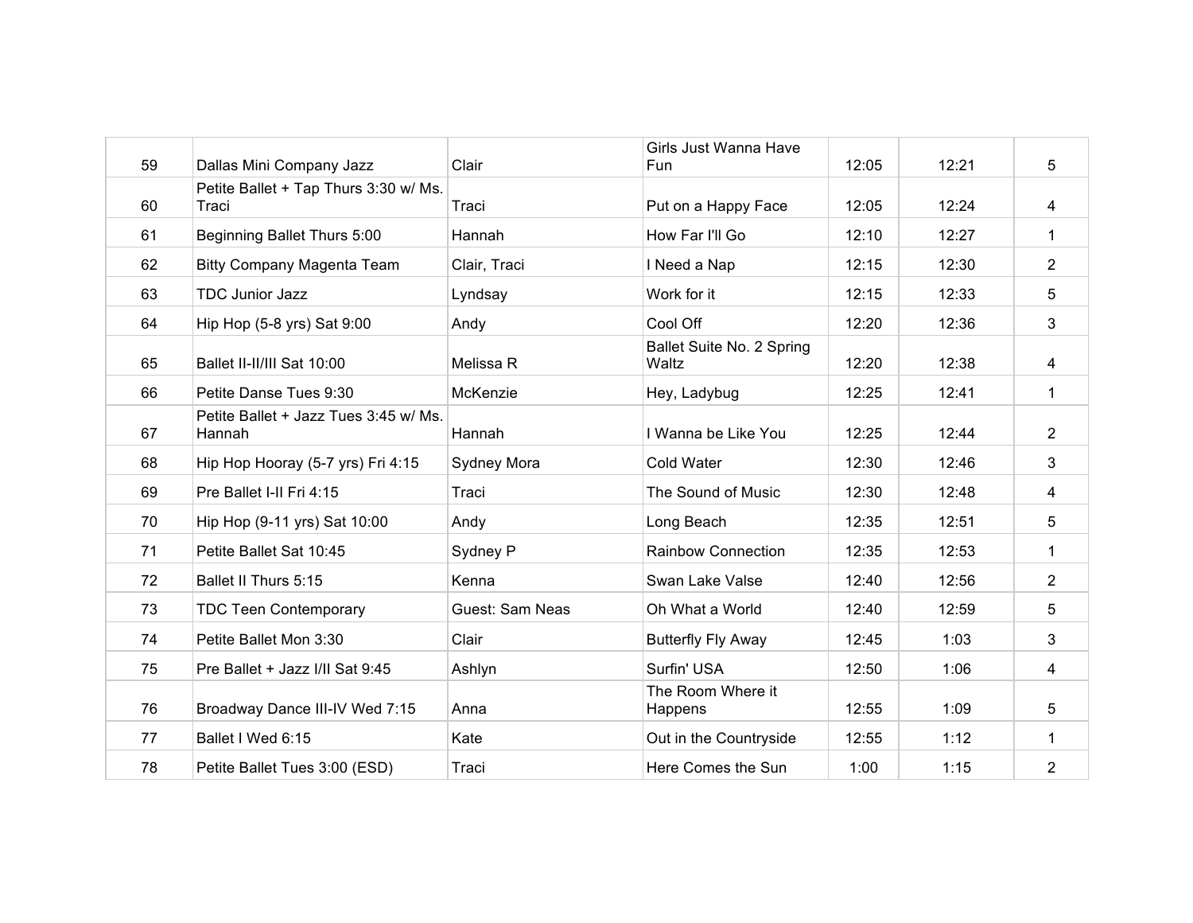| | | | | | | |
|---|---|---|---|---|---|---|
| 59 | Dallas Mini Company Jazz | Clair | Girls Just Wanna Have Fun | 12:05 | 12:21 | 5 |
| 60 | Petite Ballet + Tap Thurs 3:30 w/ Ms. Traci | Traci | Put on a Happy Face | 12:05 | 12:24 | 4 |
| 61 | Beginning Ballet Thurs 5:00 | Hannah | How Far I'll Go | 12:10 | 12:27 | 1 |
| 62 | Bitty Company Magenta Team | Clair, Traci | I Need a Nap | 12:15 | 12:30 | 2 |
| 63 | TDC Junior Jazz | Lyndsay | Work for it | 12:15 | 12:33 | 5 |
| 64 | Hip Hop (5-8 yrs) Sat 9:00 | Andy | Cool Off | 12:20 | 12:36 | 3 |
| 65 | Ballet II-II/III Sat 10:00 | Melissa R | Ballet Suite No. 2 Spring Waltz | 12:20 | 12:38 | 4 |
| 66 | Petite Danse Tues 9:30 | McKenzie | Hey, Ladybug | 12:25 | 12:41 | 1 |
| 67 | Petite Ballet + Jazz Tues 3:45 w/ Ms. Hannah | Hannah | I Wanna be Like You | 12:25 | 12:44 | 2 |
| 68 | Hip Hop Hooray (5-7 yrs) Fri 4:15 | Sydney Mora | Cold Water | 12:30 | 12:46 | 3 |
| 69 | Pre Ballet I-II Fri 4:15 | Traci | The Sound of Music | 12:30 | 12:48 | 4 |
| 70 | Hip Hop (9-11 yrs) Sat 10:00 | Andy | Long Beach | 12:35 | 12:51 | 5 |
| 71 | Petite Ballet Sat 10:45 | Sydney P | Rainbow Connection | 12:35 | 12:53 | 1 |
| 72 | Ballet II Thurs 5:15 | Kenna | Swan Lake Valse | 12:40 | 12:56 | 2 |
| 73 | TDC Teen Contemporary | Guest: Sam Neas | Oh What a World | 12:40 | 12:59 | 5 |
| 74 | Petite Ballet Mon 3:30 | Clair | Butterfly Fly Away | 12:45 | 1:03 | 3 |
| 75 | Pre Ballet + Jazz I/II Sat 9:45 | Ashlyn | Surfin' USA | 12:50 | 1:06 | 4 |
| 76 | Broadway Dance III-IV Wed 7:15 | Anna | The Room Where it Happens | 12:55 | 1:09 | 5 |
| 77 | Ballet I Wed 6:15 | Kate | Out in the Countryside | 12:55 | 1:12 | 1 |
| 78 | Petite Ballet Tues 3:00 (ESD) | Traci | Here Comes the Sun | 1:00 | 1:15 | 2 |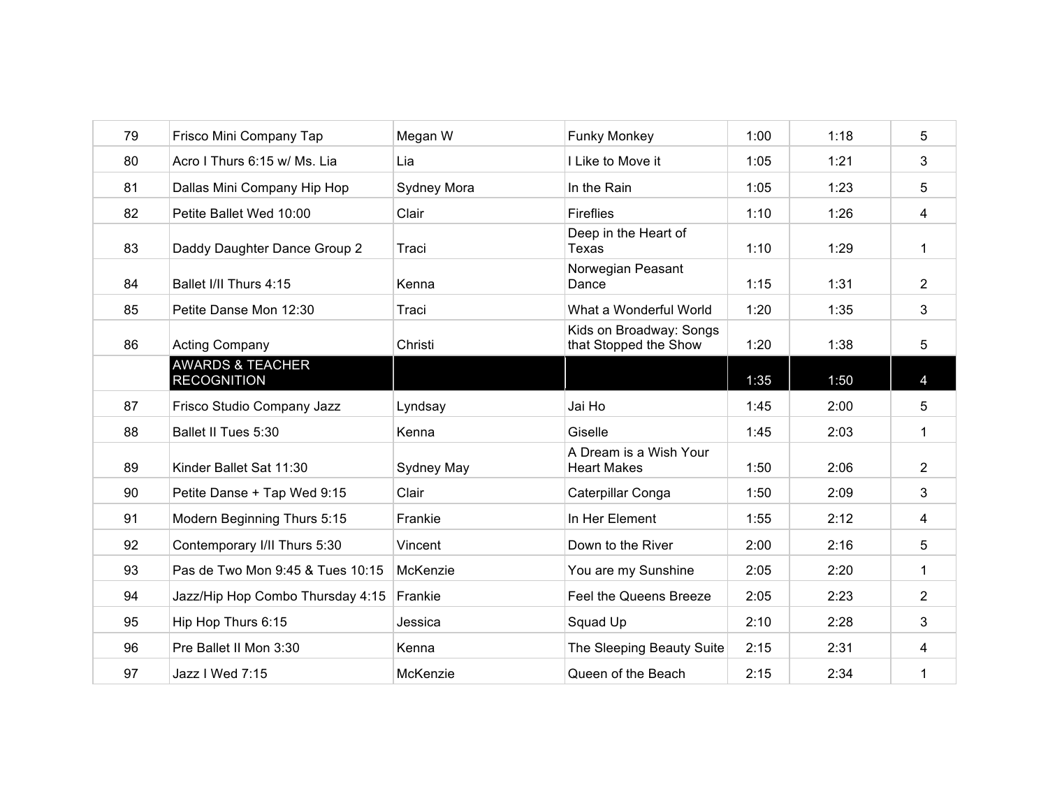| 79 | Frisco Mini Company Tap | Megan W | Funky Monkey | 1:00 | 1:18 | 5 |
|---|---|---|---|---|---|---|
| 80 | Acro I Thurs 6:15 w/ Ms. Lia | Lia | I Like to Move it | 1:05 | 1:21 | 3 |
| 81 | Dallas Mini Company Hip Hop | Sydney Mora | In the Rain | 1:05 | 1:23 | 5 |
| 82 | Petite Ballet Wed 10:00 | Clair | Fireflies | 1:10 | 1:26 | 4 |
| 83 | Daddy Daughter Dance Group 2 | Traci | Deep in the Heart of Texas | 1:10 | 1:29 | 1 |
| 84 | Ballet I/II Thurs 4:15 | Kenna | Norwegian Peasant Dance | 1:15 | 1:31 | 2 |
| 85 | Petite Danse Mon 12:30 | Traci | What a Wonderful World | 1:20 | 1:35 | 3 |
| 86 | Acting Company | Christi | Kids on Broadway: Songs that Stopped the Show | 1:20 | 1:38 | 5 |
| | AWARDS & TEACHER RECOGNITION | | | 1:35 | 1:50 | 4 |
| 87 | Frisco Studio Company Jazz | Lyndsay | Jai Ho | 1:45 | 2:00 | 5 |
| 88 | Ballet II Tues 5:30 | Kenna | Giselle | 1:45 | 2:03 | 1 |
| 89 | Kinder Ballet Sat 11:30 | Sydney May | A Dream is a Wish Your Heart Makes | 1:50 | 2:06 | 2 |
| 90 | Petite Danse + Tap Wed 9:15 | Clair | Caterpillar Conga | 1:50 | 2:09 | 3 |
| 91 | Modern Beginning Thurs 5:15 | Frankie | In Her Element | 1:55 | 2:12 | 4 |
| 92 | Contemporary I/II Thurs 5:30 | Vincent | Down to the River | 2:00 | 2:16 | 5 |
| 93 | Pas de Two Mon 9:45 & Tues 10:15 | McKenzie | You are my Sunshine | 2:05 | 2:20 | 1 |
| 94 | Jazz/Hip Hop Combo Thursday 4:15 | Frankie | Feel the Queens Breeze | 2:05 | 2:23 | 2 |
| 95 | Hip Hop Thurs 6:15 | Jessica | Squad Up | 2:10 | 2:28 | 3 |
| 96 | Pre Ballet II Mon 3:30 | Kenna | The Sleeping Beauty Suite | 2:15 | 2:31 | 4 |
| 97 | Jazz I Wed 7:15 | McKenzie | Queen of the Beach | 2:15 | 2:34 | 1 |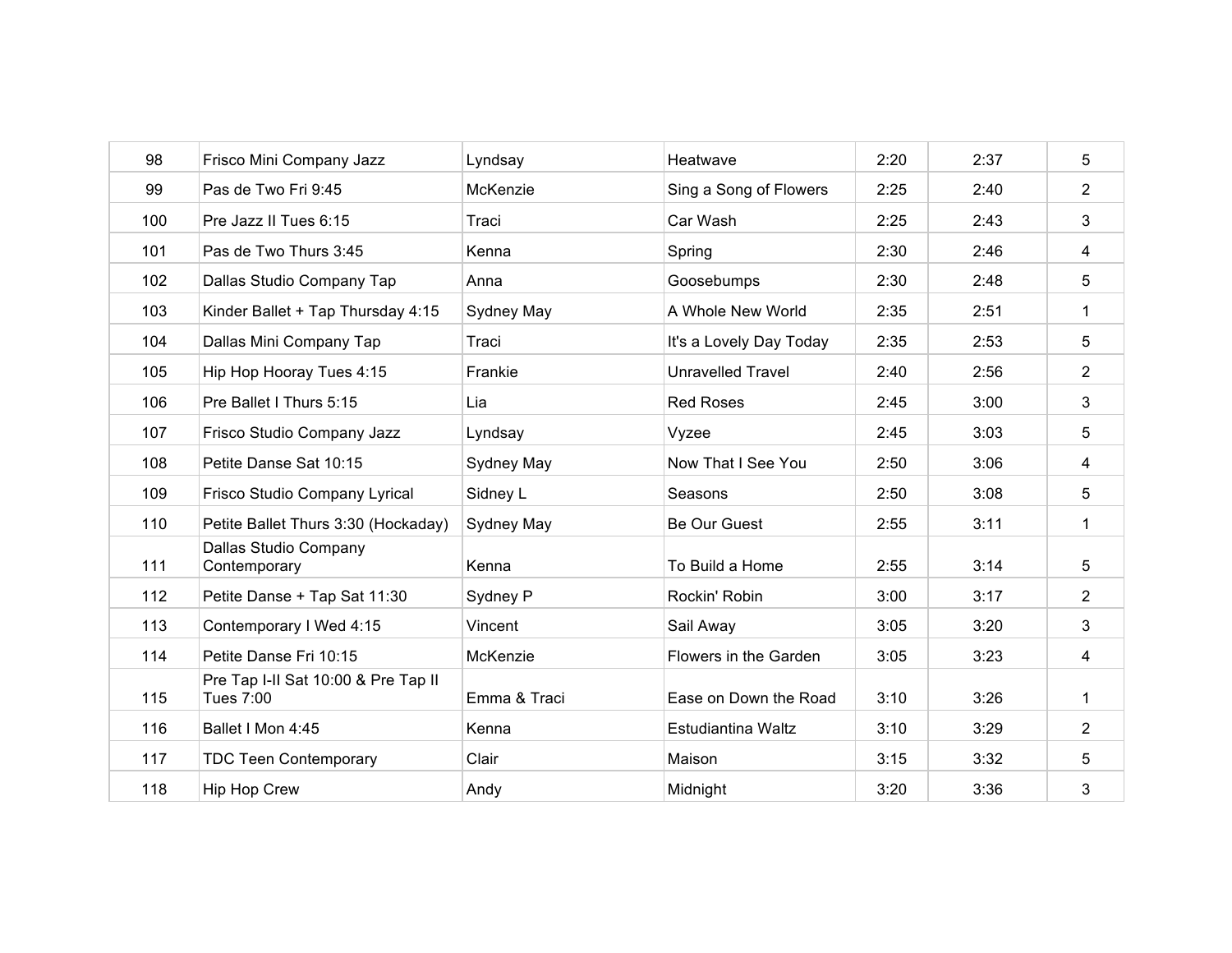| | | | | | | |
|---|---|---|---|---|---|---|
| 98 | Frisco Mini Company Jazz | Lyndsay | Heatwave | 2:20 | 2:37 | 5 |
| 99 | Pas de Two Fri 9:45 | McKenzie | Sing a Song of Flowers | 2:25 | 2:40 | 2 |
| 100 | Pre Jazz II Tues 6:15 | Traci | Car Wash | 2:25 | 2:43 | 3 |
| 101 | Pas de Two Thurs 3:45 | Kenna | Spring | 2:30 | 2:46 | 4 |
| 102 | Dallas Studio Company Tap | Anna | Goosebumps | 2:30 | 2:48 | 5 |
| 103 | Kinder Ballet + Tap Thursday 4:15 | Sydney May | A Whole New World | 2:35 | 2:51 | 1 |
| 104 | Dallas Mini Company Tap | Traci | It's a Lovely Day Today | 2:35 | 2:53 | 5 |
| 105 | Hip Hop Hooray Tues 4:15 | Frankie | Unravelled Travel | 2:40 | 2:56 | 2 |
| 106 | Pre Ballet I Thurs 5:15 | Lia | Red Roses | 2:45 | 3:00 | 3 |
| 107 | Frisco Studio Company Jazz | Lyndsay | Vyzee | 2:45 | 3:03 | 5 |
| 108 | Petite Danse Sat 10:15 | Sydney May | Now That I See You | 2:50 | 3:06 | 4 |
| 109 | Frisco Studio Company Lyrical | Sidney L | Seasons | 2:50 | 3:08 | 5 |
| 110 | Petite Ballet Thurs 3:30 (Hockaday) | Sydney May | Be Our Guest | 2:55 | 3:11 | 1 |
| 111 | Dallas Studio Company Contemporary | Kenna | To Build a Home | 2:55 | 3:14 | 5 |
| 112 | Petite Danse + Tap Sat 11:30 | Sydney P | Rockin' Robin | 3:00 | 3:17 | 2 |
| 113 | Contemporary I Wed 4:15 | Vincent | Sail Away | 3:05 | 3:20 | 3 |
| 114 | Petite Danse Fri 10:15 | McKenzie | Flowers in the Garden | 3:05 | 3:23 | 4 |
| 115 | Pre Tap I-II Sat 10:00 & Pre Tap II Tues 7:00 | Emma & Traci | Ease on Down the Road | 3:10 | 3:26 | 1 |
| 116 | Ballet I Mon 4:45 | Kenna | Estudiantina Waltz | 3:10 | 3:29 | 2 |
| 117 | TDC Teen Contemporary | Clair | Maison | 3:15 | 3:32 | 5 |
| 118 | Hip Hop Crew | Andy | Midnight | 3:20 | 3:36 | 3 |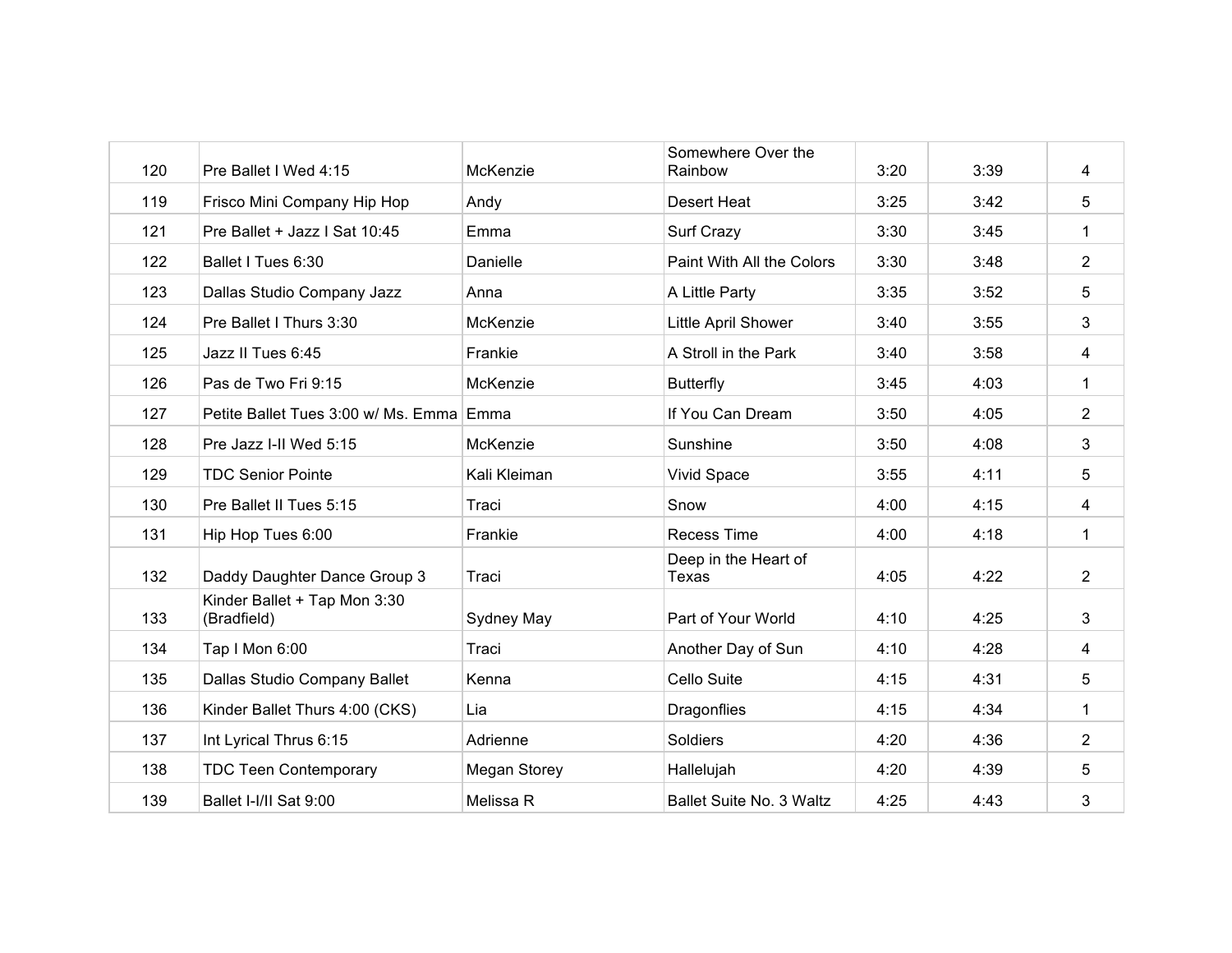| | | | | | | |
|---|---|---|---|---|---|---|
| 120 | Pre Ballet I Wed 4:15 | McKenzie | Somewhere Over the Rainbow | 3:20 | 3:39 | 4 |
| 119 | Frisco Mini Company Hip Hop | Andy | Desert Heat | 3:25 | 3:42 | 5 |
| 121 | Pre Ballet + Jazz I Sat 10:45 | Emma | Surf Crazy | 3:30 | 3:45 | 1 |
| 122 | Ballet I Tues 6:30 | Danielle | Paint With All the Colors | 3:30 | 3:48 | 2 |
| 123 | Dallas Studio Company Jazz | Anna | A Little Party | 3:35 | 3:52 | 5 |
| 124 | Pre Ballet I Thurs 3:30 | McKenzie | Little April Shower | 3:40 | 3:55 | 3 |
| 125 | Jazz II Tues 6:45 | Frankie | A Stroll in the Park | 3:40 | 3:58 | 4 |
| 126 | Pas de Two Fri 9:15 | McKenzie | Butterfly | 3:45 | 4:03 | 1 |
| 127 | Petite Ballet Tues 3:00 w/ Ms. Emma | Emma | If You Can Dream | 3:50 | 4:05 | 2 |
| 128 | Pre Jazz I-II Wed 5:15 | McKenzie | Sunshine | 3:50 | 4:08 | 3 |
| 129 | TDC Senior Pointe | Kali Kleiman | Vivid Space | 3:55 | 4:11 | 5 |
| 130 | Pre Ballet II Tues 5:15 | Traci | Snow | 4:00 | 4:15 | 4 |
| 131 | Hip Hop Tues 6:00 | Frankie | Recess Time | 4:00 | 4:18 | 1 |
| 132 | Daddy Daughter Dance Group 3 | Traci | Deep in the Heart of Texas | 4:05 | 4:22 | 2 |
| 133 | Kinder Ballet + Tap Mon 3:30 (Bradfield) | Sydney May | Part of Your World | 4:10 | 4:25 | 3 |
| 134 | Tap I Mon 6:00 | Traci | Another Day of Sun | 4:10 | 4:28 | 4 |
| 135 | Dallas Studio Company Ballet | Kenna | Cello Suite | 4:15 | 4:31 | 5 |
| 136 | Kinder Ballet Thurs 4:00 (CKS) | Lia | Dragonflies | 4:15 | 4:34 | 1 |
| 137 | Int Lyrical Thrus 6:15 | Adrienne | Soldiers | 4:20 | 4:36 | 2 |
| 138 | TDC Teen Contemporary | Megan Storey | Hallelujah | 4:20 | 4:39 | 5 |
| 139 | Ballet I-I/II Sat 9:00 | Melissa R | Ballet Suite No. 3 Waltz | 4:25 | 4:43 | 3 |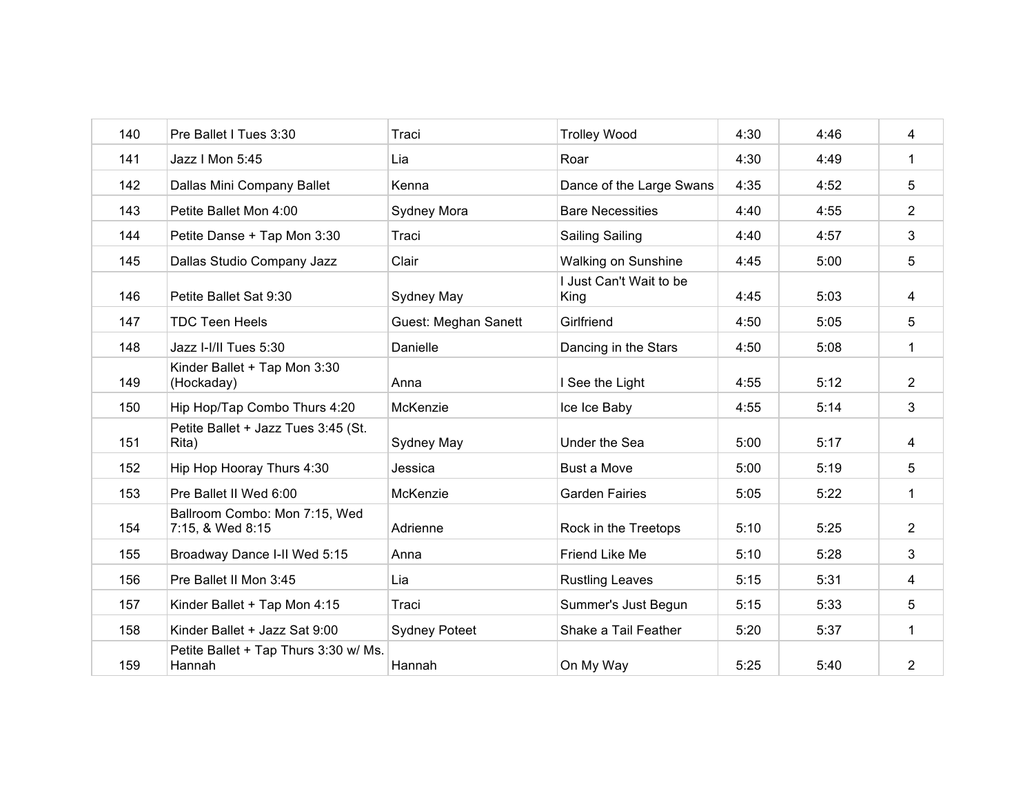| 140 | Pre Ballet I Tues 3:30 | Traci | Trolley Wood | 4:30 | 4:46 | 4 |
|---|---|---|---|---|---|---|
| 141 | Jazz I Mon 5:45 | Lia | Roar | 4:30 | 4:49 | 1 |
| 142 | Dallas Mini Company Ballet | Kenna | Dance of the Large Swans | 4:35 | 4:52 | 5 |
| 143 | Petite Ballet Mon 4:00 | Sydney Mora | Bare Necessities | 4:40 | 4:55 | 2 |
| 144 | Petite Danse + Tap Mon 3:30 | Traci | Sailing Sailing | 4:40 | 4:57 | 3 |
| 145 | Dallas Studio Company Jazz | Clair | Walking on Sunshine | 4:45 | 5:00 | 5 |
| 146 | Petite Ballet Sat 9:30 | Sydney May | I Just Can't Wait to be King | 4:45 | 5:03 | 4 |
| 147 | TDC Teen Heels | Guest: Meghan Sanett | Girlfriend | 4:50 | 5:05 | 5 |
| 148 | Jazz I-I/II Tues 5:30 | Danielle | Dancing in the Stars | 4:50 | 5:08 | 1 |
| 149 | Kinder Ballet + Tap Mon 3:30 (Hockaday) | Anna | I See the Light | 4:55 | 5:12 | 2 |
| 150 | Hip Hop/Tap Combo Thurs 4:20 | McKenzie | Ice Ice Baby | 4:55 | 5:14 | 3 |
| 151 | Petite Ballet + Jazz Tues 3:45 (St. Rita) | Sydney May | Under the Sea | 5:00 | 5:17 | 4 |
| 152 | Hip Hop Hooray Thurs 4:30 | Jessica | Bust a Move | 5:00 | 5:19 | 5 |
| 153 | Pre Ballet II Wed 6:00 | McKenzie | Garden Fairies | 5:05 | 5:22 | 1 |
| 154 | Ballroom Combo: Mon 7:15, Wed 7:15, & Wed 8:15 | Adrienne | Rock in the Treetops | 5:10 | 5:25 | 2 |
| 155 | Broadway Dance I-II Wed 5:15 | Anna | Friend Like Me | 5:10 | 5:28 | 3 |
| 156 | Pre Ballet II Mon 3:45 | Lia | Rustling Leaves | 5:15 | 5:31 | 4 |
| 157 | Kinder Ballet + Tap Mon 4:15 | Traci | Summer's Just Begun | 5:15 | 5:33 | 5 |
| 158 | Kinder Ballet + Jazz Sat 9:00 | Sydney Poteet | Shake a Tail Feather | 5:20 | 5:37 | 1 |
| 159 | Petite Ballet + Tap Thurs 3:30 w/ Ms. Hannah | Hannah | On My Way | 5:25 | 5:40 | 2 |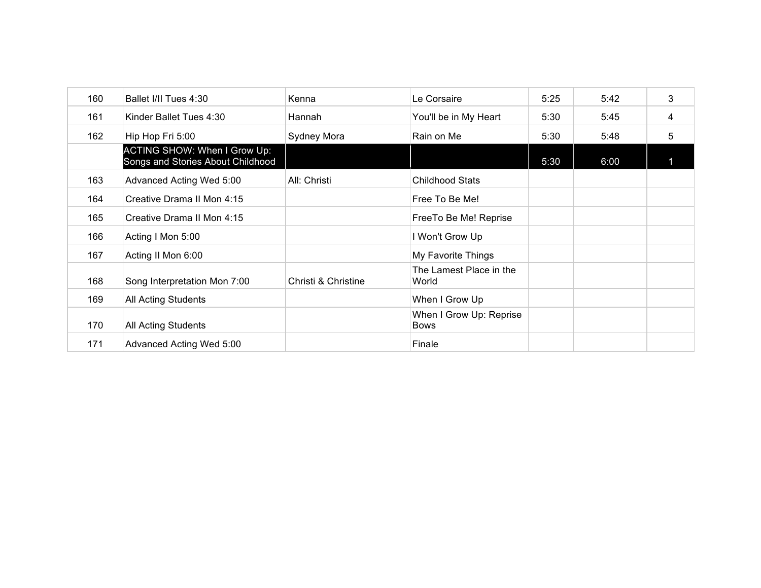| | | | | | | |
|---|---|---|---|---|---|---|
| 160 | Ballet I/II Tues 4:30 | Kenna | Le Corsaire | 5:25 | 5:42 | 3 |
| 161 | Kinder Ballet Tues 4:30 | Hannah | You'll be in My Heart | 5:30 | 5:45 | 4 |
| 162 | Hip Hop Fri 5:00 | Sydney Mora | Rain on Me | 5:30 | 5:48 | 5 |
| | ACTING SHOW: When I Grow Up: Songs and Stories About Childhood | | | 5:30 | 6:00 | 1 |
| 163 | Advanced Acting Wed 5:00 | All: Christi | Childhood Stats | | | |
| 164 | Creative Drama II Mon 4:15 | | Free To Be Me! | | | |
| 165 | Creative Drama II Mon 4:15 | | FreeTo Be Me! Reprise | | | |
| 166 | Acting I Mon 5:00 | | I Won't Grow Up | | | |
| 167 | Acting II Mon 6:00 | | My Favorite Things | | | |
| 168 | Song Interpretation Mon 7:00 | Christi & Christine | The Lamest Place in the World | | | |
| 169 | All Acting Students | | When I Grow Up | | | |
| 170 | All Acting Students | | When I Grow Up: Reprise Bows | | | |
| 171 | Advanced Acting Wed 5:00 | | Finale | | | |